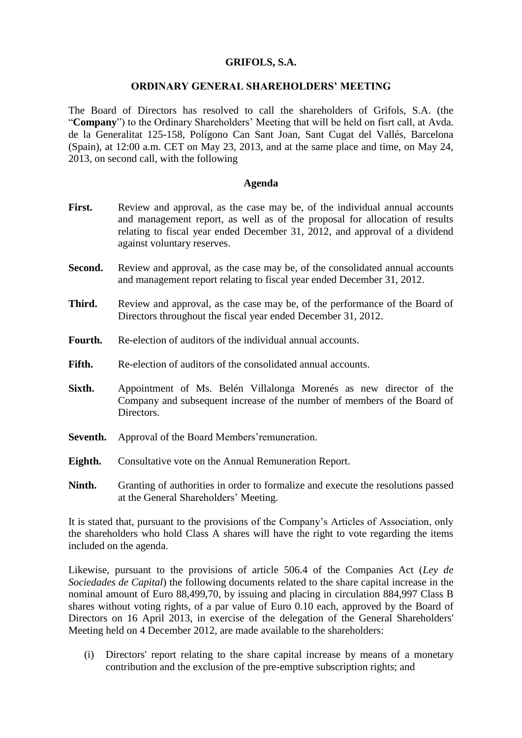**GRIFOLS, S.A.**

**ORDINARY GENERAL SHAREHOLDERS' MEETING**

The Board of Directors has resolved to call the shareholders of Grifols, S.A. (the "**Company**") to the Ordinary Shareholders' Meeting that will be held on fisrt call, at Avda. de la Generalitat 125-158, Polígono Can Sant Joan, Sant Cugat del Vallés, Barcelona (Spain), at 12:00 a.m. CET on May 23, 2013, and at the same place and time, on May 24, 2013, on second call, with the following

**Agenda**

**First.** Review and approval, as the case may be, of the individual annual accounts and management report, as well as of the proposal for allocation of results relating to fiscal year ended December 31, 2012, and approval of a dividend against voluntary reserves.

**Second.** Review and approval, as the case may be, of the consolidated annual accounts and management report relating to fiscal year ended December 31, 2012.

**Third.** Review and approval, as the case may be, of the performance of the Board of Directors throughout the fiscal year ended December 31, 2012.

**Fourth.** Re-election of auditors of the individual annual accounts.

**Fifth.** Re-election of auditors of the consolidated annual accounts.

**Sixth.** Appointment of Ms. Belén Villalonga Morenés as new director of the Company and subsequent increase of the number of members of the Board of Directors.

**Seventh.** Approval of the Board Members'remuneration.

**Eighth.** Consultative vote on the Annual Remuneration Report.

**Ninth.** Granting of authorities in order to formalize and execute the resolutions passed at the General Shareholders' Meeting.

It is stated that, pursuant to the provisions of the Company's Articles of Association, only the shareholders who hold Class A shares will have the right to vote regarding the items included on the agenda.

Likewise, pursuant to the provisions of article 506.4 of the Companies Act (*Ley de Sociedades de Capital*) the following documents related to the share capital increase in the nominal amount of Euro 88,499,70, by issuing and placing in circulation 884,997 Class B shares without voting rights, of a par value of Euro 0.10 each, approved by the Board of Directors on 16 April 2013, in exercise of the delegation of the General Shareholders' Meeting held on 4 December 2012, are made available to the shareholders:

(i) Directors' report relating to the share capital increase by means of a monetary contribution and the exclusion of the pre-emptive subscription rights; and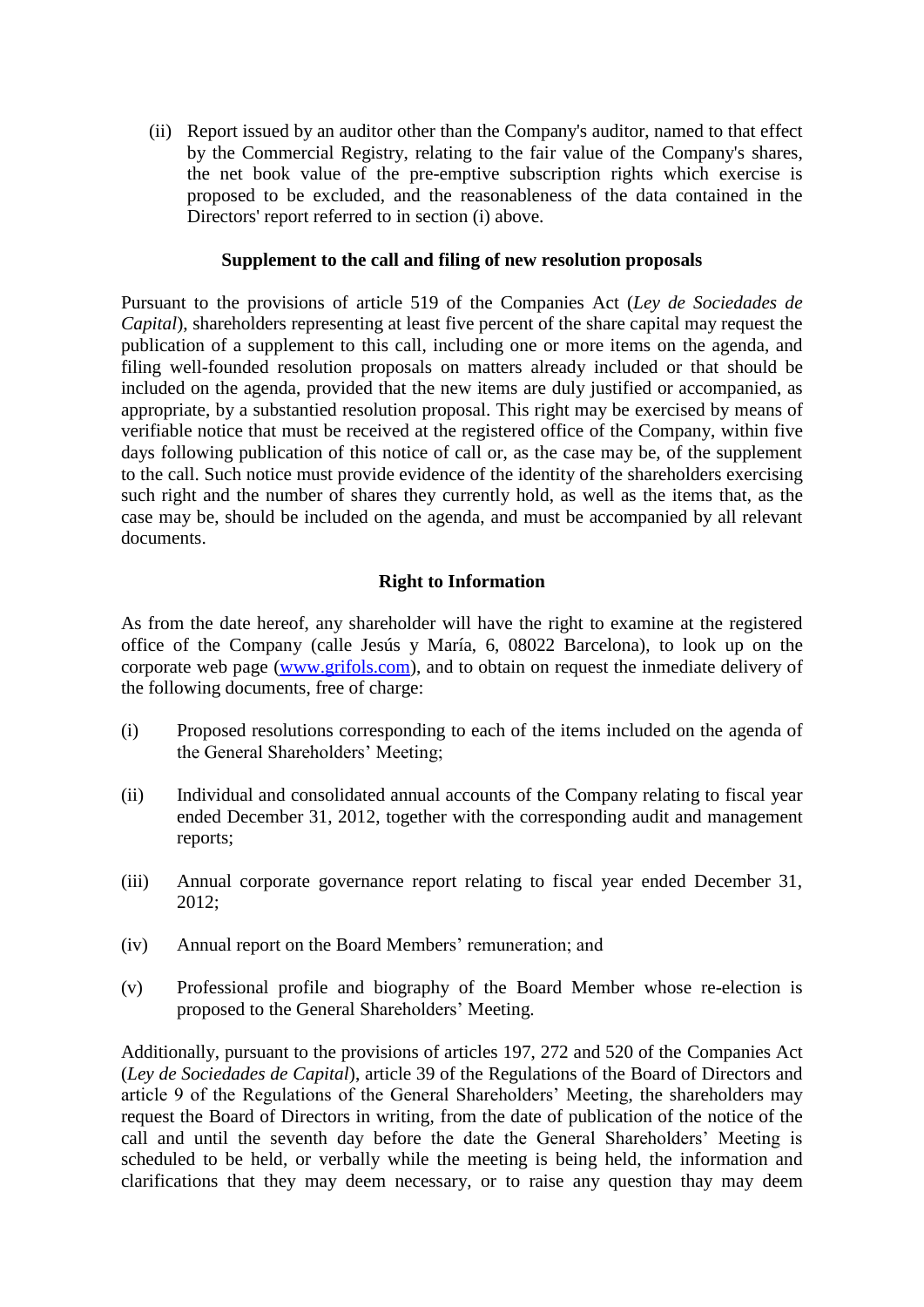(ii) Report issued by an auditor other than the Company's auditor, named to that effect by the Commercial Registry, relating to the fair value of the Company's shares, the net book value of the pre-emptive subscription rights which exercise is proposed to be excluded, and the reasonableness of the data contained in the Directors' report referred to in section (i) above.

**Supplement to the call and filing of new resolution proposals**

Pursuant to the provisions of article 519 of the Companies Act (*Ley de Sociedades de Capital*), shareholders representing at least five percent of the share capital may request the publication of a supplement to this call, including one or more items on the agenda, and filing well-founded resolution proposals on matters already included or that should be included on the agenda, provided that the new items are duly justified or accompanied, as appropriate, by a substantied resolution proposal. This right may be exercised by means of verifiable notice that must be received at the registered office of the Company, within five days following publication of this notice of call or, as the case may be, of the supplement to the call. Such notice must provide evidence of the identity of the shareholders exercising such right and the number of shares they currently hold, as well as the items that, as the case may be, should be included on the agenda, and must be accompanied by all relevant documents.

**Right to Information**

As from the date hereof, any shareholder will have the right to examine at the registered office of the Company (calle Jesús y María, 6, 08022 Barcelona), to look up on the corporate web page (www.grifols.com), and to obtain on request the inmediate delivery of the following documents, free of charge:

(i) Proposed resolutions corresponding to each of the items included on the agenda of the General Shareholders' Meeting;

(ii) Individual and consolidated annual accounts of the Company relating to fiscal year ended December 31, 2012, together with the corresponding audit and management reports;

(iii) Annual corporate governance report relating to fiscal year ended December 31, 2012;

(iv) Annual report on the Board Members' remuneration; and

(v) Professional profile and biography of the Board Member whose re-election is proposed to the General Shareholders' Meeting.

Additionally, pursuant to the provisions of articles 197, 272 and 520 of the Companies Act (*Ley de Sociedades de Capital*), article 39 of the Regulations of the Board of Directors and article 9 of the Regulations of the General Shareholders' Meeting, the shareholders may request the Board of Directors in writing, from the date of publication of the notice of the call and until the seventh day before the date the General Shareholders' Meeting is scheduled to be held, or verbally while the meeting is being held, the information and clarifications that they may deem necessary, or to raise any question thay may deem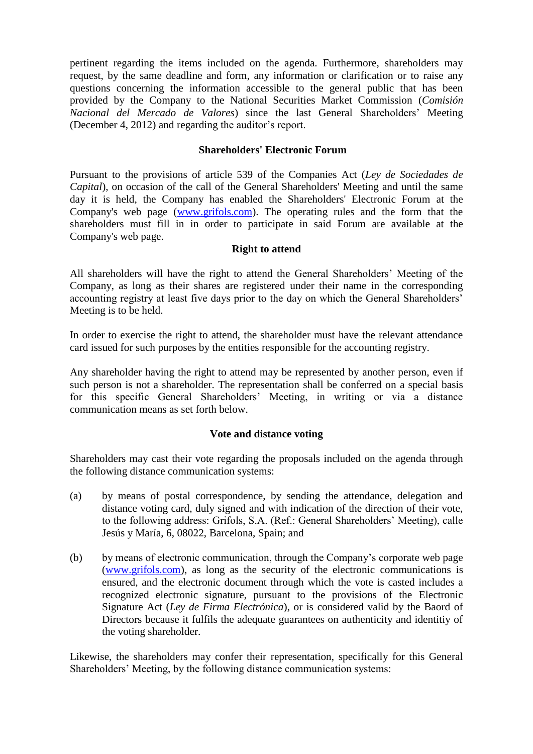pertinent regarding the items included on the agenda. Furthermore, shareholders may request, by the same deadline and form, any information or clarification or to raise any questions concerning the information accessible to the general public that has been provided by the Company to the National Securities Market Commission (*Comisión Nacional del Mercado de Valores*) since the last General Shareholders' Meeting (December 4, 2012) and regarding the auditor's report.

**Shareholders' Electronic Forum**

Pursuant to the provisions of article 539 of the Companies Act (*Ley de Sociedades de Capital*), on occasion of the call of the General Shareholders' Meeting and until the same day it is held, the Company has enabled the Shareholders' Electronic Forum at the Company's web page (www.grifols.com). The operating rules and the form that the shareholders must fill in in order to participate in said Forum are available at the Company's web page.

**Right to attend**

All shareholders will have the right to attend the General Shareholders' Meeting of the Company, as long as their shares are registered under their name in the corresponding accounting registry at least five days prior to the day on which the General Shareholders' Meeting is to be held.

In order to exercise the right to attend, the shareholder must have the relevant attendance card issued for such purposes by the entities responsible for the accounting registry.

Any shareholder having the right to attend may be represented by another person, even if such person is not a shareholder. The representation shall be conferred on a special basis for this specific General Shareholders' Meeting, in writing or via a distance communication means as set forth below.

**Vote and distance voting**

Shareholders may cast their vote regarding the proposals included on the agenda through the following distance communication systems:

(a) by means of postal correspondence, by sending the attendance, delegation and distance voting card, duly signed and with indication of the direction of their vote, to the following address: Grifols, S.A. (Ref.: General Shareholders' Meeting), calle Jesús y María, 6, 08022, Barcelona, Spain; and

(b) by means of electronic communication, through the Company's corporate web page (www.grifols.com), as long as the security of the electronic communications is ensured, and the electronic document through which the vote is casted includes a recognized electronic signature, pursuant to the provisions of the Electronic Signature Act (*Ley de Firma Electrónica*), or is considered valid by the Baord of Directors because it fulfils the adequate guarantees on authenticity and identitiy of the voting shareholder.

Likewise, the shareholders may confer their representation, specifically for this General Shareholders' Meeting, by the following distance communication systems: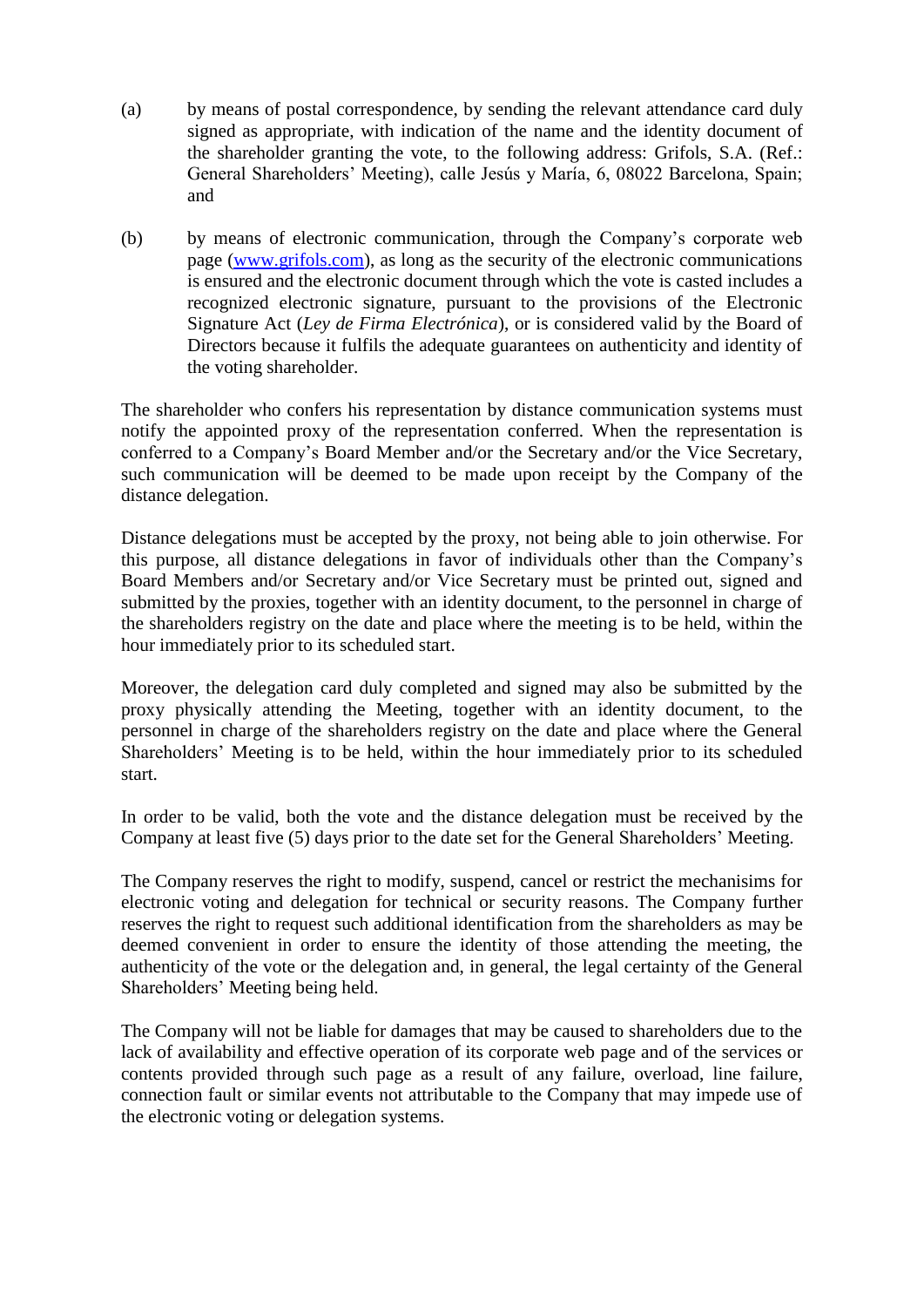(a) by means of postal correspondence, by sending the relevant attendance card duly signed as appropriate, with indication of the name and the identity document of the shareholder granting the vote, to the following address: Grifols, S.A. (Ref.: General Shareholders' Meeting), calle Jesús y María, 6, 08022 Barcelona, Spain; and

(b) by means of electronic communication, through the Company's corporate web page (www.grifols.com), as long as the security of the electronic communications is ensured and the electronic document through which the vote is casted includes a recognized electronic signature, pursuant to the provisions of the Electronic Signature Act (*Ley de Firma Electrónica*), or is considered valid by the Board of Directors because it fulfils the adequate guarantees on authenticity and identity of the voting shareholder.

The shareholder who confers his representation by distance communication systems must notify the appointed proxy of the representation conferred. When the representation is conferred to a Company's Board Member and/or the Secretary and/or the Vice Secretary, such communication will be deemed to be made upon receipt by the Company of the distance delegation.

Distance delegations must be accepted by the proxy, not being able to join otherwise. For this purpose, all distance delegations in favor of individuals other than the Company's Board Members and/or Secretary and/or Vice Secretary must be printed out, signed and submitted by the proxies, together with an identity document, to the personnel in charge of the shareholders registry on the date and place where the meeting is to be held, within the hour immediately prior to its scheduled start.

Moreover, the delegation card duly completed and signed may also be submitted by the proxy physically attending the Meeting, together with an identity document, to the personnel in charge of the shareholders registry on the date and place where the General Shareholders' Meeting is to be held, within the hour immediately prior to its scheduled start.

In order to be valid, both the vote and the distance delegation must be received by the Company at least five (5) days prior to the date set for the General Shareholders' Meeting.

The Company reserves the right to modify, suspend, cancel or restrict the mechanisims for electronic voting and delegation for technical or security reasons. The Company further reserves the right to request such additional identification from the shareholders as may be deemed convenient in order to ensure the identity of those attending the meeting, the authenticity of the vote or the delegation and, in general, the legal certainty of the General Shareholders' Meeting being held.

The Company will not be liable for damages that may be caused to shareholders due to the lack of availability and effective operation of its corporate web page and of the services or contents provided through such page as a result of any failure, overload, line failure, connection fault or similar events not attributable to the Company that may impede use of the electronic voting or delegation systems.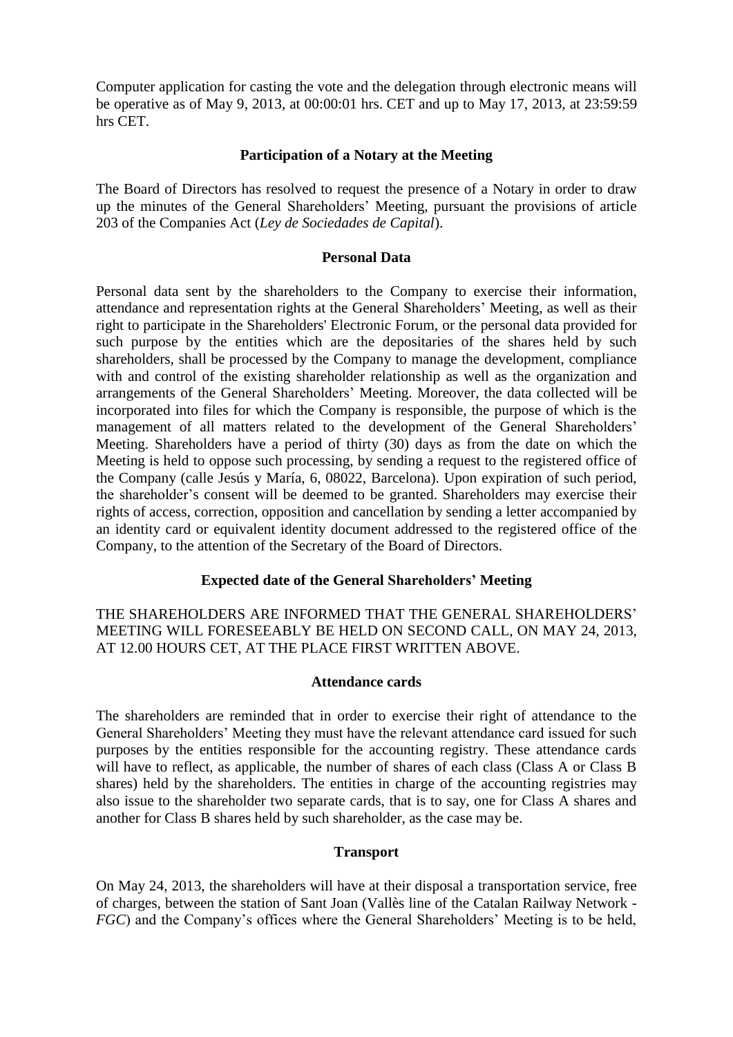Computer application for casting the vote and the delegation through electronic means will be operative as of May 9, 2013, at 00:00:01 hrs. CET and up to May 17, 2013, at 23:59:59 hrs CET.

**Participation of a Notary at the Meeting**

The Board of Directors has resolved to request the presence of a Notary in order to draw up the minutes of the General Shareholders' Meeting, pursuant the provisions of article 203 of the Companies Act (*Ley de Sociedades de Capital*).

**Personal Data**

Personal data sent by the shareholders to the Company to exercise their information, attendance and representation rights at the General Shareholders' Meeting, as well as their right to participate in the Shareholders' Electronic Forum, or the personal data provided for such purpose by the entities which are the depositaries of the shares held by such shareholders, shall be processed by the Company to manage the development, compliance with and control of the existing shareholder relationship as well as the organization and arrangements of the General Shareholders' Meeting. Moreover, the data collected will be incorporated into files for which the Company is responsible, the purpose of which is the management of all matters related to the development of the General Shareholders' Meeting. Shareholders have a period of thirty (30) days as from the date on which the Meeting is held to oppose such processing, by sending a request to the registered office of the Company (calle Jesús y María, 6, 08022, Barcelona). Upon expiration of such period, the shareholder's consent will be deemed to be granted. Shareholders may exercise their rights of access, correction, opposition and cancellation by sending a letter accompanied by an identity card or equivalent identity document addressed to the registered office of the Company, to the attention of the Secretary of the Board of Directors.

**Expected date of the General Shareholders' Meeting**

THE SHAREHOLDERS ARE INFORMED THAT THE GENERAL SHAREHOLDERS' MEETING WILL FORESEEABLY BE HELD ON SECOND CALL, ON MAY 24, 2013, AT 12.00 HOURS CET, AT THE PLACE FIRST WRITTEN ABOVE.

**Attendance cards**

The shareholders are reminded that in order to exercise their right of attendance to the General Shareholders' Meeting they must have the relevant attendance card issued for such purposes by the entities responsible for the accounting registry. These attendance cards will have to reflect, as applicable, the number of shares of each class (Class A or Class B shares) held by the shareholders. The entities in charge of the accounting registries may also issue to the shareholder two separate cards, that is to say, one for Class A shares and another for Class B shares held by such shareholder, as the case may be.

**Transport**

On May 24, 2013, the shareholders will have at their disposal a transportation service, free of charges, between the station of Sant Joan (Vallès line of the Catalan Railway Network - *FGC*) and the Company's offices where the General Shareholders' Meeting is to be held,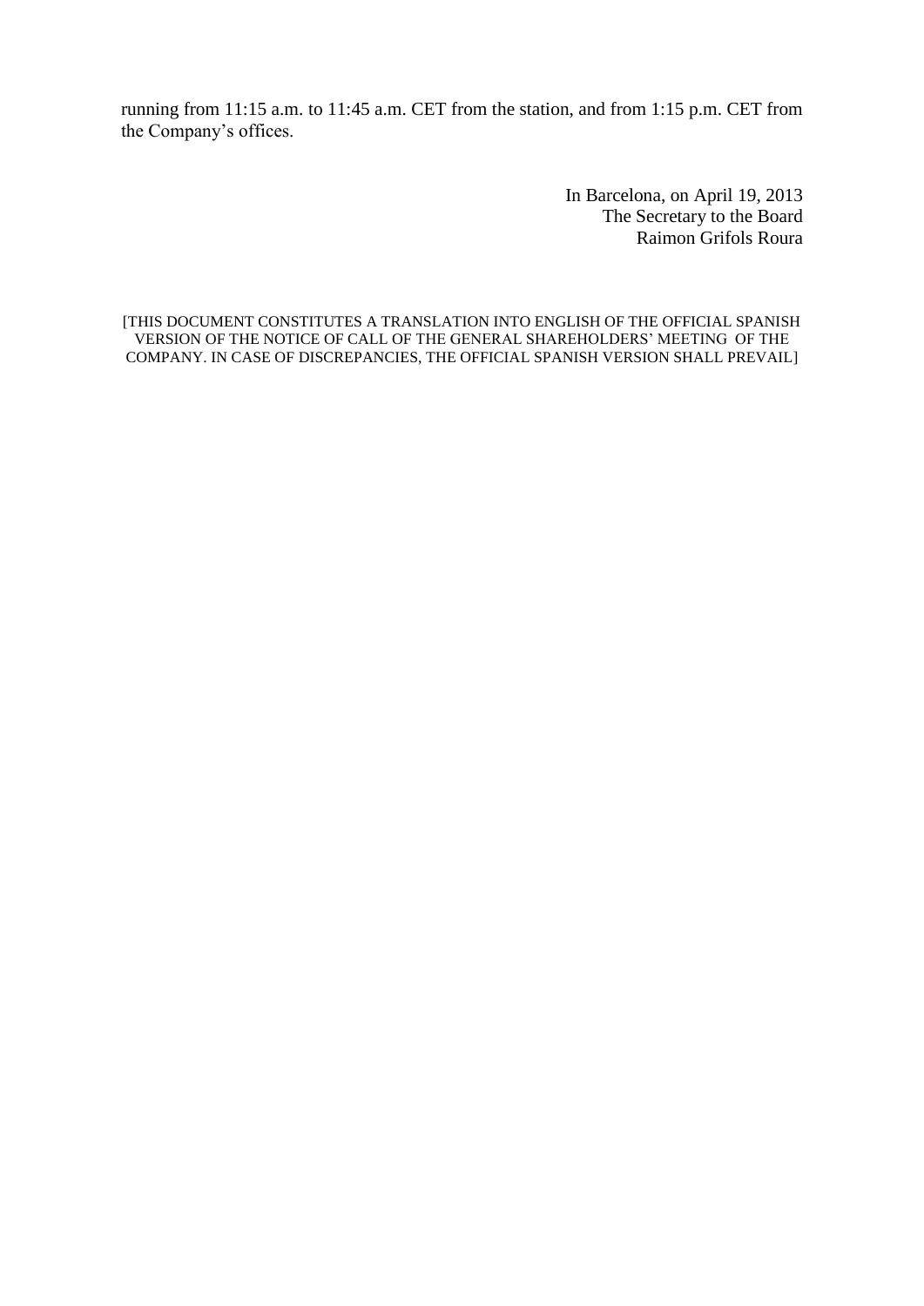running from 11:15 a.m. to 11:45 a.m. CET from the station, and from 1:15 p.m. CET from the Company's offices.

In Barcelona, on April 19, 2013
The Secretary to the Board
Raimon Grifols Roura

[THIS DOCUMENT CONSTITUTES A TRANSLATION INTO ENGLISH OF THE OFFICIAL SPANISH VERSION OF THE NOTICE OF CALL OF THE GENERAL SHAREHOLDERS' MEETING OF THE COMPANY. IN CASE OF DISCREPANCIES, THE OFFICIAL SPANISH VERSION SHALL PREVAIL]